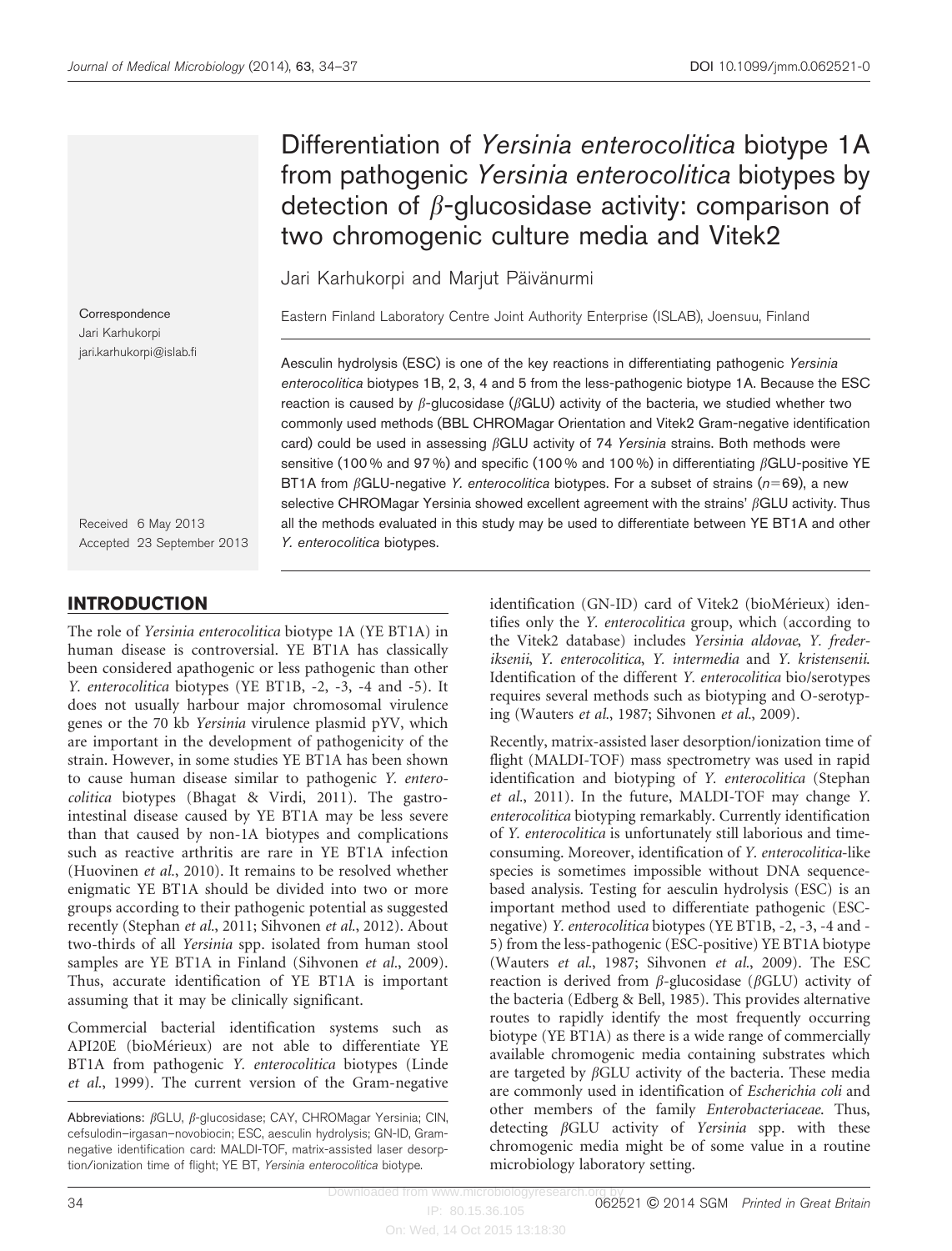# Differentiation of *Yersinia enterocolitica* biotype 1A from pathogenic *Yersinia enterocolitica* biotypes by detection of *β*-glucosidase activity: comparison of two chromogenic culture media and Vitek2

Jari Karhukorpi and Marjut Päivänurmi

Eastern Finland Laboratory Centre Joint Authority Enterprise (ISLAB), Joensuu, Finland

Correspondence
Jari Karhukorpi
jari.karhukorpi@islab.fi

Received 6 May 2013
Accepted 23 September 2013

Aesculin hydrolysis (ESC) is one of the key reactions in differentiating pathogenic *Yersinia enterocolitica* biotypes 1B, 2, 3, 4 and 5 from the less-pathogenic biotype 1A. Because the ESC reaction is caused by *β*-glucosidase (*β*GLU) activity of the bacteria, we studied whether two commonly used methods (BBL CHROMagar Orientation and Vitek2 Gram-negative identification card) could be used in assessing *β*GLU activity of 74 *Yersinia* strains. Both methods were sensitive (100 % and 97 %) and specific (100 % and 100 %) in differentiating *β*GLU-positive YE BT1A from *β*GLU-negative *Y. enterocolitica* biotypes. For a subset of strains ($n=69$), a new selective CHROMagar Yersinia showed excellent agreement with the strains' *β*GLU activity. Thus all the methods evaluated in this study may be used to differentiate between YE BT1A and other *Y. enterocolitica* biotypes.

## INTRODUCTION

The role of *Yersinia enterocolitica* biotype 1A (YE BT1A) in human disease is controversial. YE BT1A has classically been considered apathogenic or less pathogenic than other *Y. enterocolitica* biotypes (YE BT1B, -2, -3, -4 and -5). It does not usually harbour major chromosomal virulence genes or the 70 kb *Yersinia* virulence plasmid pYV, which are important in the development of pathogenicity of the strain. However, in some studies YE BT1A has been shown to cause human disease similar to pathogenic *Y. enterocolitica* biotypes (Bhagat & Virdi, 2011). The gastrointestinal disease caused by YE BT1A may be less severe than that caused by non-1A biotypes and complications such as reactive arthritis are rare in YE BT1A infection (Huovinen *et al.*, 2010). It remains to be resolved whether enigmatic YE BT1A should be divided into two or more groups according to their pathogenic potential as suggested recently (Stephan *et al.*, 2011; Sihvonen *et al.*, 2012). About two-thirds of all *Yersinia* spp. isolated from human stool samples are YE BT1A in Finland (Sihvonen *et al.*, 2009). Thus, accurate identification of YE BT1A is important assuming that it may be clinically significant.

Commercial bacterial identification systems such as API20E (bioMérieux) are not able to differentiate YE BT1A from pathogenic *Y. enterocolitica* biotypes (Linde *et al.*, 1999). The current version of the Gram-negative identification (GN-ID) card of Vitek2 (bioMérieux) identifies only the *Y. enterocolitica* group, which (according to the Vitek2 database) includes *Yersinia aldovae*, *Y. frederiksenii*, *Y. enterocolitica*, *Y. intermedia* and *Y. kristensenii*. Identification of the different *Y. enterocolitica* bio/serotypes requires several methods such as biotyping and O-serotyping (Wauters *et al.*, 1987; Sihvonen *et al.*, 2009).

Recently, matrix-assisted laser desorption/ionization time of flight (MALDI-TOF) mass spectrometry was used in rapid identification and biotyping of *Y. enterocolitica* (Stephan *et al.*, 2011). In the future, MALDI-TOF may change *Y. enterocolitica* biotyping remarkably. Currently identification of *Y. enterocolitica* is unfortunately still laborious and time-consuming. Moreover, identification of *Y. enterocolitica*-like species is sometimes impossible without DNA sequence-based analysis. Testing for aesculin hydrolysis (ESC) is an important method used to differentiate pathogenic (ESC-negative) *Y. enterocolitica* biotypes (YE BT1B, -2, -3, -4 and -5) from the less-pathogenic (ESC-positive) YE BT1A biotype (Wauters *et al.*, 1987; Sihvonen *et al.*, 2009). The ESC reaction is derived from *β*-glucosidase (*β*GLU) activity of the bacteria (Edberg & Bell, 1985). This provides alternative routes to rapidly identify the most frequently occurring biotype (YE BT1A) as there is a wide range of commercially available chromogenic media containing substrates which are targeted by *β*GLU activity of the bacteria. These media are commonly used in identification of *Escherichia coli* and other members of the family *Enterobacteriaceae*. Thus, detecting *β*GLU activity of *Yersinia* spp. with these chromogenic media might be of some value in a routine microbiology laboratory setting.

Abbreviations: *β*GLU, *β*-glucosidase; CAY, CHROMagar Yersinia; CIN, cefsulodin–irgasan–novobiocin; ESC, aesculin hydrolysis; GN-ID, Gram-negative identification card: MALDI-TOF, matrix-assisted laser desorption/ionization time of flight; YE BT, *Yersinia enterocolitica* biotype.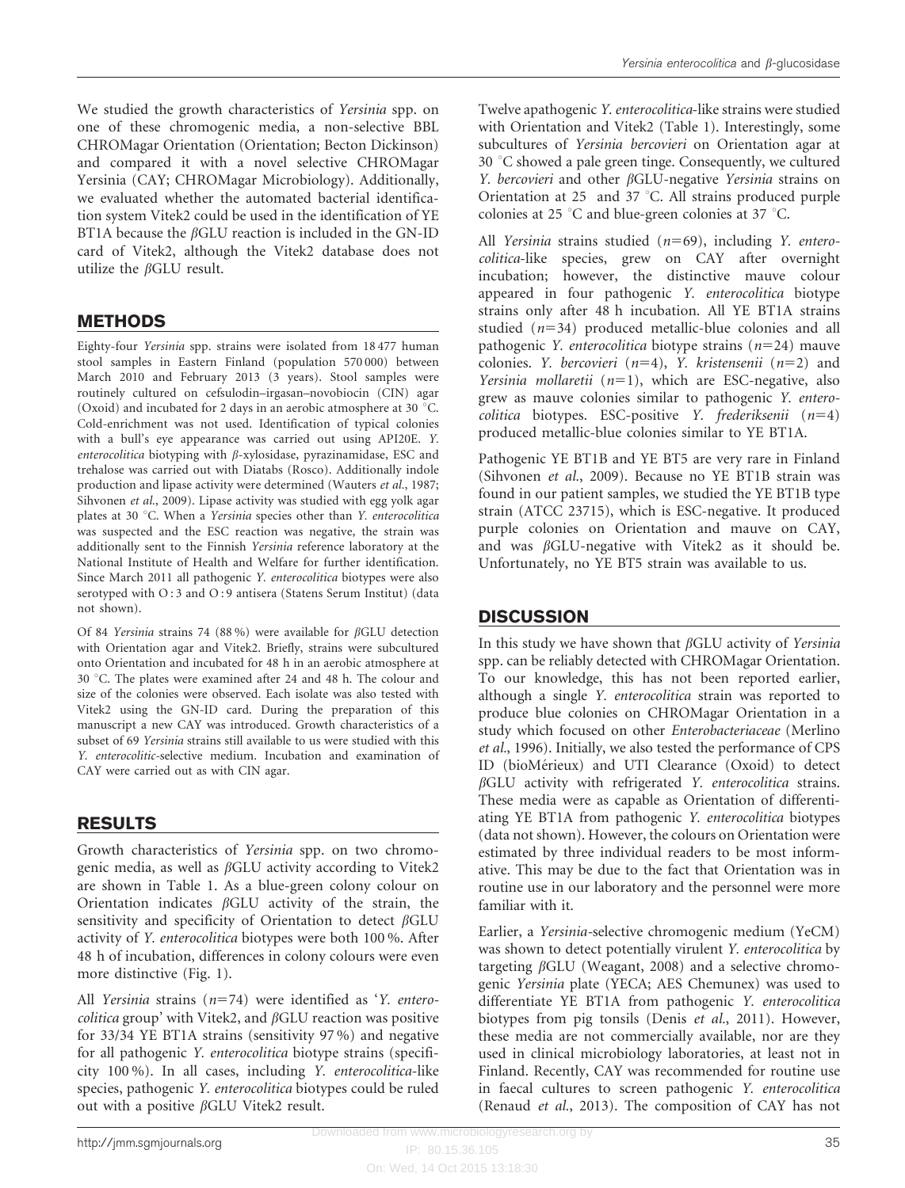We studied the growth characteristics of *Yersinia* spp. on one of these chromogenic media, a non-selective BBL CHROMagar Orientation (Orientation; Becton Dickinson) and compared it with a novel selective CHROMagar Yersinia (CAY; CHROMagar Microbiology). Additionally, we evaluated whether the automated bacterial identification system Vitek2 could be used in the identification of YE BT1A because the βGLU reaction is included in the GN-ID card of Vitek2, although the Vitek2 database does not utilize the βGLU result.

## METHODS

Eighty-four *Yersinia* spp. strains were isolated from 18 477 human stool samples in Eastern Finland (population 570 000) between March 2010 and February 2013 (3 years). Stool samples were routinely cultured on cefsulodin–irgasan–novobiocin (CIN) agar (Oxoid) and incubated for 2 days in an aerobic atmosphere at 30 °C. Cold-enrichment was not used. Identification of typical colonies with a bull's eye appearance was carried out using API20E. *Y. enterocolitica* biotyping with β-xylosidase, pyrazinamidase, ESC and trehalose was carried out with Diatabs (Rosco). Additionally indole production and lipase activity were determined (Wauters *et al.*, 1987; Sihvonen *et al.*, 2009). Lipase activity was studied with egg yolk agar plates at 30 °C. When a *Yersinia* species other than *Y. enterocolitica* was suspected and the ESC reaction was negative, the strain was additionally sent to the Finnish *Yersinia* reference laboratory at the National Institute of Health and Welfare for further identification. Since March 2011 all pathogenic *Y. enterocolitica* biotypes were also serotyped with O : 3 and O : 9 antisera (Statens Serum Institut) (data not shown).

Of 84 *Yersinia* strains 74 (88 %) were available for βGLU detection with Orientation agar and Vitek2. Briefly, strains were subcultured onto Orientation and incubated for 48 h in an aerobic atmosphere at 30 °C. The plates were examined after 24 and 48 h. The colour and size of the colonies were observed. Each isolate was also tested with Vitek2 using the GN-ID card. During the preparation of this manuscript a new CAY was introduced. Growth characteristics of a subset of 69 *Yersinia* strains still available to us were studied with this *Y. enterocolitic*-selective medium. Incubation and examination of CAY were carried out as with CIN agar.

## RESULTS

Growth characteristics of *Yersinia* spp. on two chromogenic media, as well as βGLU activity according to Vitek2 are shown in Table 1. As a blue-green colony colour on Orientation indicates βGLU activity of the strain, the sensitivity and specificity of Orientation to detect βGLU activity of *Y. enterocolitica* biotypes were both 100 %. After 48 h of incubation, differences in colony colours were even more distinctive (Fig. 1).

All *Yersinia* strains ($n$=74) were identified as '*Y. enterocolitica* group' with Vitek2, and βGLU reaction was positive for 33/34 YE BT1A strains (sensitivity 97 %) and negative for all pathogenic *Y. enterocolitica* biotype strains (specificity 100 %). In all cases, including *Y. enterocolitica*-like species, pathogenic *Y. enterocolitica* biotypes could be ruled out with a positive βGLU Vitek2 result.

Twelve apathogenic *Y. enterocolitica*-like strains were studied with Orientation and Vitek2 (Table 1). Interestingly, some subcultures of *Yersinia bercovieri* on Orientation agar at 30 °C showed a pale green tinge. Consequently, we cultured *Y. bercovieri* and other βGLU-negative *Yersinia* strains on Orientation at 25 and 37 °C. All strains produced purple colonies at 25 °C and blue-green colonies at 37 °C.

All *Yersinia* strains studied ($n$=69), including *Y. enterocolitica*-like species, grew on CAY after overnight incubation; however, the distinctive mauve colour appeared in four pathogenic *Y. enterocolitica* biotype strains only after 48 h incubation. All YE BT1A strains studied ($n$=34) produced metallic-blue colonies and all pathogenic *Y. enterocolitica* biotype strains ($n$=24) mauve colonies. *Y. bercovieri* ($n$=4), *Y. kristensenii* ($n$=2) and *Yersinia mollaretii* ($n$=1), which are ESC-negative, also grew as mauve colonies similar to pathogenic *Y. enterocolitica* biotypes. ESC-positive *Y. frederiksenii* ($n$=4) produced metallic-blue colonies similar to YE BT1A.

Pathogenic YE BT1B and YE BT5 are very rare in Finland (Sihvonen *et al.*, 2009). Because no YE BT1B strain was found in our patient samples, we studied the YE BT1B type strain (ATCC 23715), which is ESC-negative. It produced purple colonies on Orientation and mauve on CAY, and was βGLU-negative with Vitek2 as it should be. Unfortunately, no YE BT5 strain was available to us.

## DISCUSSION

In this study we have shown that βGLU activity of *Yersinia* spp. can be reliably detected with CHROMagar Orientation. To our knowledge, this has not been reported earlier, although a single *Y. enterocolitica* strain was reported to produce blue colonies on CHROMagar Orientation in a study which focused on other *Enterobacteriaceae* (Merlino *et al.*, 1996). Initially, we also tested the performance of CPS ID (bioMérieux) and UTI Clearance (Oxoid) to detect βGLU activity with refrigerated *Y. enterocolitica* strains. These media were as capable as Orientation of differentiating YE BT1A from pathogenic *Y. enterocolitica* biotypes (data not shown). However, the colours on Orientation were estimated by three individual readers to be most informative. This may be due to the fact that Orientation was in routine use in our laboratory and the personnel were more familiar with it.

Earlier, a *Yersinia*-selective chromogenic medium (YeCM) was shown to detect potentially virulent *Y. enterocolitica* by targeting βGLU (Weagant, 2008) and a selective chromogenic *Yersinia* plate (YECA; AES Chemunex) was used to differentiate YE BT1A from pathogenic *Y. enterocolitica* biotypes from pig tonsils (Denis *et al.*, 2011). However, these media are not commercially available, nor are they used in clinical microbiology laboratories, at least not in Finland. Recently, CAY was recommended for routine use in faecal cultures to screen pathogenic *Y. enterocolitica* (Renaud *et al.*, 2013). The composition of CAY has not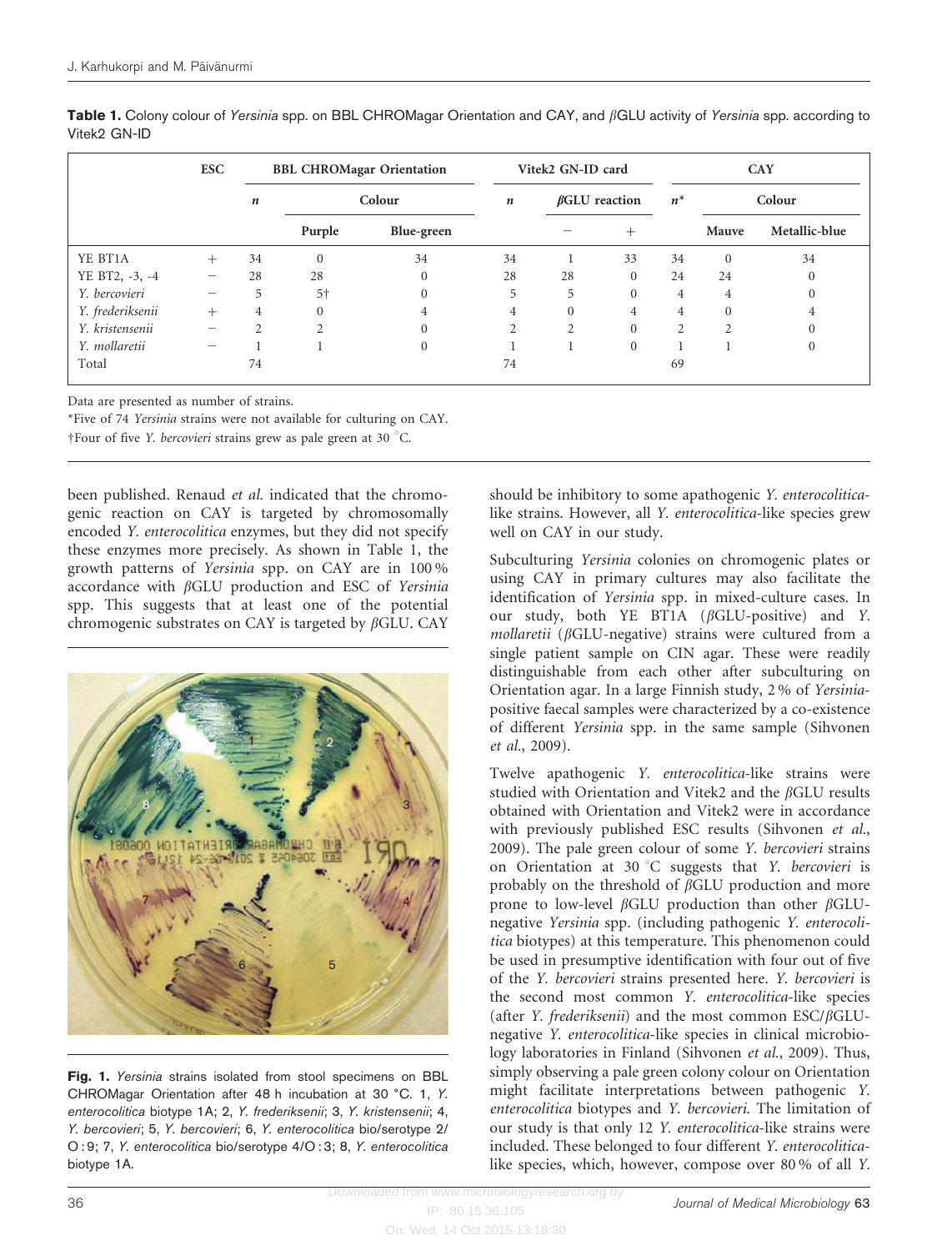**Table 1.** Colony colour of *Yersinia* spp. on BBL CHROMagar Orientation and CAY, and βGLU activity of *Yersinia* spp. according to Vitek2 GN-ID

| | ESC | BBL CHROMagar Orientation | | | Vitek2 GN-ID card | | | CAY | | |
|---|---|---|---|---|---|---|---|---|---|---|
| | | *n* | Colour | | *n* | βGLU reaction | | *n** | Colour | |
| | | | Purple | Blue-green | | − | + | | Mauve | Metallic-blue |
| YE BT1A | + | 34 | 0 | 34 | 34 | 1 | 33 | 34 | 0 | 34 |
| YE BT2, -3, -4 | − | 28 | 28 | 0 | 28 | 28 | 0 | 24 | 24 | 0 |
| *Y. bercovieri* | − | 5 | 5† | 0 | 5 | 5 | 0 | 4 | 4 | 0 |
| *Y. frederiksenii* | + | 4 | 0 | 4 | 4 | 0 | 4 | 4 | 0 | 4 |
| *Y. kristensenii* | − | 2 | 2 | 0 | 2 | 2 | 0 | 2 | 2 | 0 |
| *Y. mollaretii* | − | 1 | 1 | 0 | 1 | 1 | 0 | 1 | 1 | 0 |
| Total | | 74 | | | 74 | | | 69 | | |

Data are presented as number of strains.

*Five of 74 *Yersinia* strains were not available for culturing on CAY.

†Four of five *Y. bercovieri* strains grew as pale green at 30 °C.

been published. Renaud *et al.* indicated that the chromogenic reaction on CAY is targeted by chromosomally encoded *Y. enterocolitica* enzymes, but they did not specify these enzymes more precisely. As shown in Table 1, the growth patterns of *Yersinia* spp. on CAY are in 100 % accordance with βGLU production and ESC of *Yersinia* spp. This suggests that at least one of the potential chromogenic substrates on CAY is targeted by βGLU. CAY should be inhibitory to some apathogenic *Y. enterocolitica*-like strains. However, all *Y. enterocolitica*-like species grew well on CAY in our study.

**Fig. 1.** *Yersinia* strains isolated from stool specimens on BBL CHROMagar Orientation after 48 h incubation at 30 °C. 1, *Y. enterocolitica* biotype 1A; 2, *Y. frederiksenii*; 3, *Y. kristensenii*; 4, *Y. bercovieri*; 5, *Y. bercovieri*; 6, *Y. enterocolitica* bio/serotype 2/O : 9; 7, *Y. enterocolitica* bio/serotype 4/O : 3; 8, *Y. enterocolitica* biotype 1A.

Subculturing *Yersinia* colonies on chromogenic plates or using CAY in primary cultures may also facilitate the identification of *Yersinia* spp. in mixed-culture cases. In our study, both YE BT1A (βGLU-positive) and *Y. mollaretii* (βGLU-negative) strains were cultured from a single patient sample on CIN agar. These were readily distinguishable from each other after subculturing on Orientation agar. In a large Finnish study, 2 % of *Yersinia*-positive faecal samples were characterized by a co-existence of different *Yersinia* spp. in the same sample (Sihvonen *et al.*, 2009).

Twelve apathogenic *Y. enterocolitica*-like strains were studied with Orientation and Vitek2 and the βGLU results obtained with Orientation and Vitek2 were in accordance with previously published ESC results (Sihvonen *et al.*, 2009). The pale green colour of some *Y. bercovieri* strains on Orientation at 30 °C suggests that *Y. bercovieri* is probably on the threshold of βGLU production and more prone to low-level βGLU production than other βGLU-negative *Yersinia* spp. (including pathogenic *Y. enterocolitica* biotypes) at this temperature. This phenomenon could be used in presumptive identification with four out of five of the *Y. bercovieri* strains presented here. *Y. bercovieri* is the second most common *Y. enterocolitica*-like species (after *Y. frederiksenii*) and the most common ESC/βGLU-negative *Y. enterocolitica*-like species in clinical microbiology laboratories in Finland (Sihvonen *et al.*, 2009). Thus, simply observing a pale green colony colour on Orientation might facilitate interpretations between pathogenic *Y. enterocolitica* biotypes and *Y. bercovieri*. The limitation of our study is that only 12 *Y. enterocolitica*-like strains were included. These belonged to four different *Y. enterocolitica*-like species, which, however, compose over 80 % of all *Y.*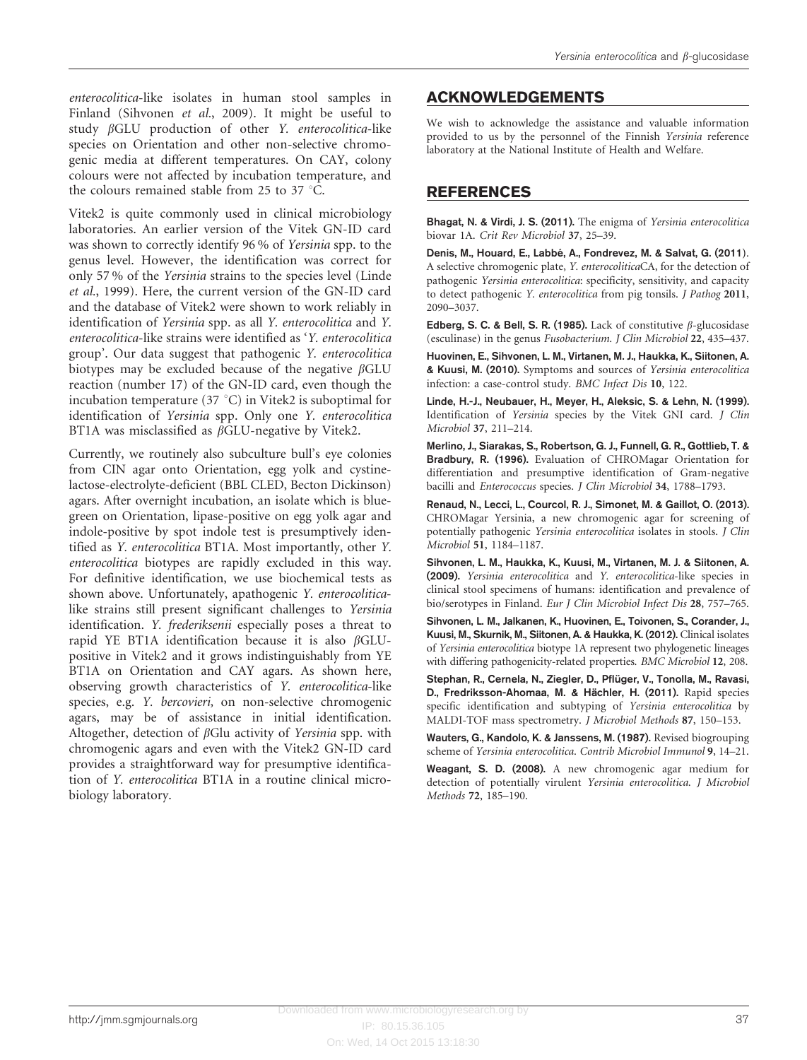*enterocolitica*-like isolates in human stool samples in Finland (Sihvonen *et al.*, 2009). It might be useful to study βGLU production of other *Y. enterocolitica*-like species on Orientation and other non-selective chromogenic media at different temperatures. On CAY, colony colours were not affected by incubation temperature, and the colours remained stable from 25 to 37 °C.

Vitek2 is quite commonly used in clinical microbiology laboratories. An earlier version of the Vitek GN-ID card was shown to correctly identify 96 % of *Yersinia* spp. to the genus level. However, the identification was correct for only 57 % of the *Yersinia* strains to the species level (Linde *et al.*, 1999). Here, the current version of the GN-ID card and the database of Vitek2 were shown to work reliably in identification of *Yersinia* spp. as all *Y. enterocolitica* and *Y. enterocolitica*-like strains were identified as '*Y. enterocolitica* group'. Our data suggest that pathogenic *Y. enterocolitica* biotypes may be excluded because of the negative βGLU reaction (number 17) of the GN-ID card, even though the incubation temperature (37 °C) in Vitek2 is suboptimal for identification of *Yersinia* spp. Only one *Y. enterocolitica* BT1A was misclassified as βGLU-negative by Vitek2.

Currently, we routinely also subculture bull's eye colonies from CIN agar onto Orientation, egg yolk and cystine-lactose-electrolyte-deficient (BBL CLED, Becton Dickinson) agars. After overnight incubation, an isolate which is blue-green on Orientation, lipase-positive on egg yolk agar and indole-positive by spot indole test is presumptively identified as *Y. enterocolitica* BT1A. Most importantly, other *Y. enterocolitica* biotypes are rapidly excluded in this way. For definitive identification, we use biochemical tests as shown above. Unfortunately, apathogenic *Y. enterocolitica*-like strains still present significant challenges to *Yersinia* identification. *Y. frederiksenii* especially poses a threat to rapid YE BT1A identification because it is also βGLU-positive in Vitek2 and it grows indistinguishably from YE BT1A on Orientation and CAY agars. As shown here, observing growth characteristics of *Y. enterocolitica*-like species, e.g. *Y. bercovieri,* on non-selective chromogenic agars, may be of assistance in initial identification. Altogether, detection of βGlu activity of *Yersinia* spp. with chromogenic agars and even with the Vitek2 GN-ID card provides a straightforward way for presumptive identification of *Y. enterocolitica* BT1A in a routine clinical microbiology laboratory.

## ACKNOWLEDGEMENTS

We wish to acknowledge the assistance and valuable information provided to us by the personnel of the Finnish *Yersinia* reference laboratory at the National Institute of Health and Welfare.

## REFERENCES

**Bhagat, N. & Virdi, J. S. (2011).** The enigma of *Yersinia enterocolitica* biovar 1A. *Crit Rev Microbiol* **37**, 25–39.

**Denis, M., Houard, E., Labbé, A., Fondrevez, M. & Salvat, G. (2011).** A selective chromogenic plate, *Y. enterocolitica*CA, for the detection of pathogenic *Yersinia enterocolitica*: specificity, sensitivity, and capacity to detect pathogenic *Y. enterocolitica* from pig tonsils. *J Pathog* **2011**, 2090–3037.

**Edberg, S. C. & Bell, S. R. (1985).** Lack of constitutive β-glucosidase (esculinase) in the genus *Fusobacterium*. *J Clin Microbiol* **22**, 435–437.

**Huovinen, E., Sihvonen, L. M., Virtanen, M. J., Haukka, K., Siitonen, A. & Kuusi, M. (2010).** Symptoms and sources of *Yersinia enterocolitica* infection: a case-control study. *BMC Infect Dis* **10**, 122.

**Linde, H.-J., Neubauer, H., Meyer, H., Aleksic, S. & Lehn, N. (1999).** Identification of *Yersinia* species by the Vitek GNI card. *J Clin Microbiol* **37**, 211–214.

**Merlino, J., Siarakas, S., Robertson, G. J., Funnell, G. R., Gottlieb, T. & Bradbury, R. (1996).** Evaluation of CHROMagar Orientation for differentiation and presumptive identification of Gram-negative bacilli and *Enterococcus* species. *J Clin Microbiol* **34**, 1788–1793.

**Renaud, N., Lecci, L., Courcol, R. J., Simonet, M. & Gaillot, O. (2013).** CHROMagar Yersinia, a new chromogenic agar for screening of potentially pathogenic *Yersinia enterocolitica* isolates in stools. *J Clin Microbiol* **51**, 1184–1187.

**Sihvonen, L. M., Haukka, K., Kuusi, M., Virtanen, M. J. & Siitonen, A. (2009).** *Yersinia enterocolitica* and *Y. enterocolitica*-like species in clinical stool specimens of humans: identification and prevalence of bio/serotypes in Finland. *Eur J Clin Microbiol Infect Dis* **28**, 757–765.

**Sihvonen, L. M., Jalkanen, K., Huovinen, E., Toivonen, S., Corander, J., Kuusi, M., Skurnik, M., Siitonen, A. & Haukka, K. (2012).** Clinical isolates of *Yersinia enterocolitica* biotype 1A represent two phylogenetic lineages with differing pathogenicity-related properties. *BMC Microbiol* **12**, 208.

**Stephan, R., Cernela, N., Ziegler, D., Pflüger, V., Tonolla, M., Ravasi, D., Fredriksson-Ahomaa, M. & Hächler, H. (2011).** Rapid species specific identification and subtyping of *Yersinia enterocolitica* by MALDI-TOF mass spectrometry. *J Microbiol Methods* **87**, 150–153.

**Wauters, G., Kandolo, K. & Janssens, M. (1987).** Revised biogrouping scheme of *Yersinia enterocolitica*. *Contrib Microbiol Immunol* **9**, 14–21.

**Weagant, S. D. (2008).** A new chromogenic agar medium for detection of potentially virulent *Yersinia enterocolitica*. *J Microbiol Methods* **72**, 185–190.